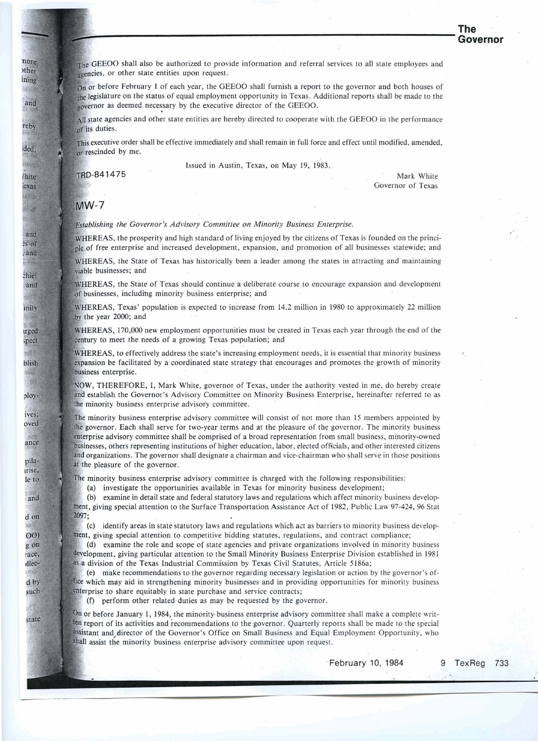The GEEOO shall also be authorized to provide information and referral services to all state employees and agencies, or other state entities upon request.

On or before February 1 of each year, the GEEOO shall furnish a report to the governor and both houses of the legislature on the status of equal employment opportunity in Texas. Additional reports shall be made to the governor as deemed necessary by the executive director of the GEEOO.

All state agencies and other state entities are hereby directed to cooperate with the GEEOO in the performance of its duties.

This executive order shall be effective immediately and shall remain in full force and effect until modified, amended, or rescinded by me.

Issued in Austin, Texas, on May 19, 1983.

TRD-841475

Mark White
Governor of Texas

## MW-7

*Establishing the Governor's Advisory Committee on Minority Business Enterprise.*

WHEREAS, the prosperity and high standard of living enjoyed by the citizens of Texas is founded on the principle of free enterprise and increased development, expansion, and promotion of all businesses statewide; and

WHEREAS, the State of Texas has historically been a leader among the states in attracting and maintaining viable businesses; and

WHEREAS, the State of Texas should continue a deliberate course to encourage expansion and development of businesses, including minority business enterprise; and

WHEREAS, Texas' population is expected to increase from 14.2 million in 1980 to approximately 22 million by the year 2000; and

WHEREAS, 170,000 new employment opportunities must be created in Texas each year through the end of the century to meet the needs of a growing Texas population; and

WHEREAS, to effectively address the state's increasing employment needs, it is essential that minority business expansion be facilitated by a coordinated state strategy that encourages and promotes the growth of minority business enterprise.

NOW, THEREFORE, I, Mark White, governor of Texas, under the authority vested in me, do hereby create and establish the Governor's Advisory Committee on Minority Business Enterprise, hereinafter referred to as the minority business enterprise advisory committee.

The minority business enterprise advisory committee will consist of not more than 15 members appointed by the governor. Each shall serve for two-year terms and at the pleasure of the governor. The minority business enterprise advisory committee shall be comprised of a broad representation from small business, minority-owned businesses, others representing institutions of higher education, labor, elected officials, and other interested citizens and organizations. The governor shall designate a chairman and vice-chairman who shall serve in those positions at the pleasure of the governor.

The minority business enterprise advisory committee is charged with the following responsibilities:

(a) investigate the opportunities available in Texas for minority business development;

(b) examine in detail state and federal statutory laws and regulations which affect minority business development, giving special attention to the Surface Transportation Assistance Act of 1982, Public Law 97-424, 96 Stat 2097;

(c) identify areas in state statutory laws and regulations which act as barriers to minority business development, giving special attention to competitive bidding statutes, regulations, and contract compliance;

(d) examine the role and scope of state agencies and private organizations involved in minority business development, giving particular attention to the Small Minority Business Enterprise Division established in 1981 as a division of the Texas Industrial Commission by Texas Civil Statutes, Article 5186a;

(e) make recommendations to the governor regarding necessary legislation or action by the governor's office which may aid in strengthening minority businesses and in providing opportunities for minority business enterprise to share equitably in state purchase and service contracts;

(f) perform other related duties as may be requested by the governor.

On or before January 1, 1984, the minority business enterprise advisory committee shall make a complete written report of its activities and recommendations to the governor. Quarterly reports shall be made to the special assistant and director of the Governor's Office on Small Business and Equal Employment Opportunity, who shall assist the minority business enterprise advisory committee upon request.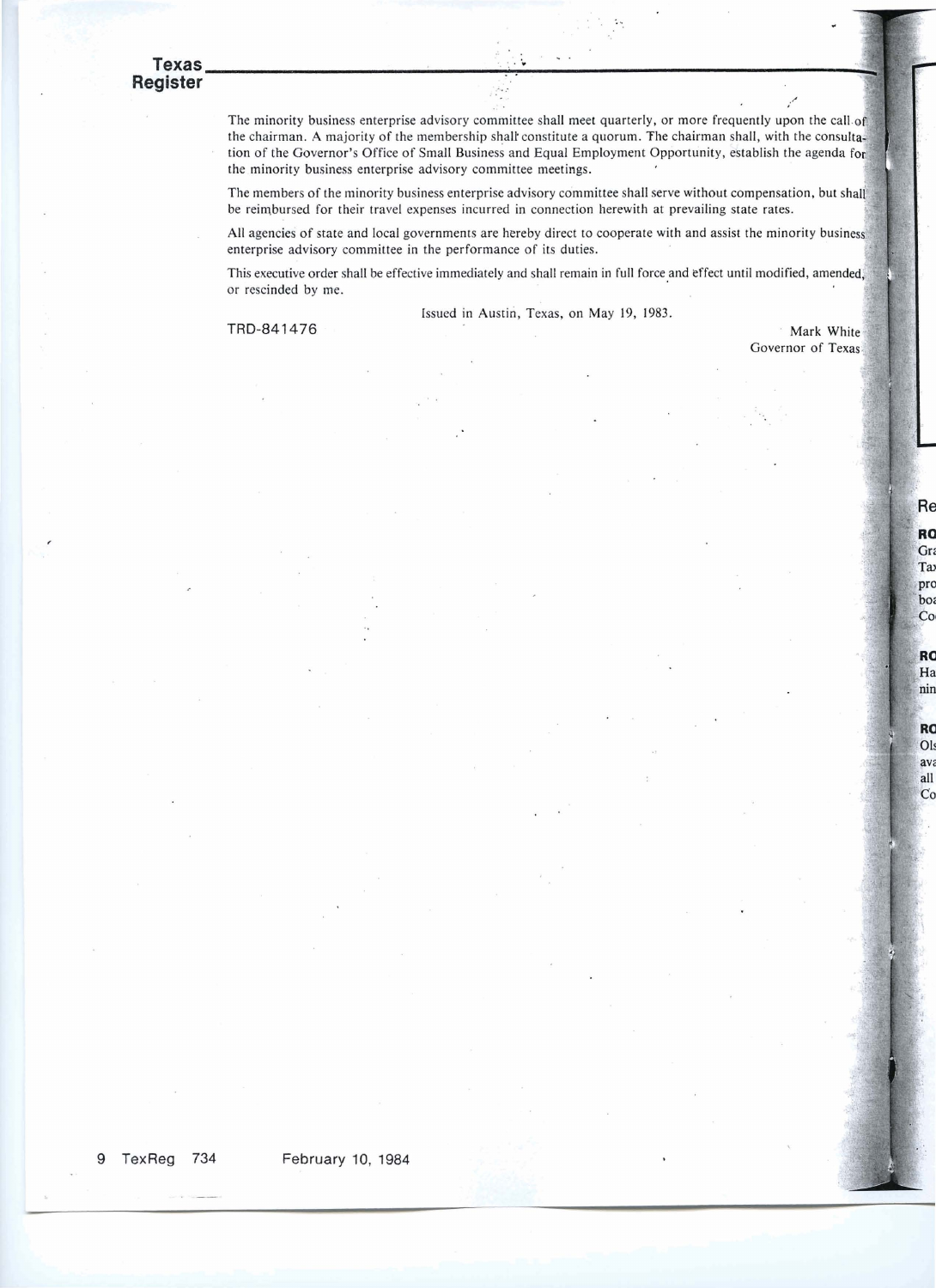The minority business enterprise advisory committee shall meet quarterly, or more frequently upon the call of the chairman. A majority of the membership shall constitute a quorum. The chairman shall, with the consultation of the Governor's Office of Small Business and Equal Employment Opportunity, establish the agenda for the minority business enterprise advisory committee meetings.

The members of the minority business enterprise advisory committee shall serve without compensation, but shall be reimbursed for their travel expenses incurred in connection herewith at prevailing state rates.

All agencies of state and local governments are hereby direct to cooperate with and assist the minority business enterprise advisory committee in the performance of its duties.

This executive order shall be effective immediately and shall remain in full force and effect until modified, amended, or rescinded by me.

Issued in Austin, Texas, on May 19, 1983.

TRD-841476

Mark White
Governor of Texas